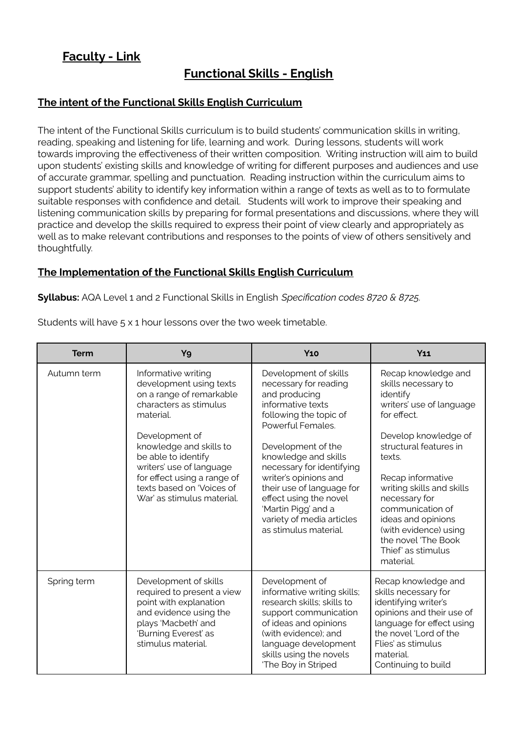## Faculty - Link

# Functional Skills - English

### The intent of the Functional Skills English Curriculum

The intent of the Functional Skills curriculum is to build students' communication skills in writing, reading, speaking and listening for life, learning and work. During lessons, students will work towards improving the effectiveness of their written composition. Writing instruction will aim to build upon students' existing skills and knowledge of writing for different purposes and audiences and use of accurate grammar, spelling and punctuation. Reading instruction within the curriculum aims to support students' ability to identify key information within a range of texts as well as to to formulate suitable responses with confidence and detail. Students will work to improve their speaking and listening communication skills by preparing for formal presentations and discussions, where they will practice and develop the skills required to express their point of view clearly and appropriately as well as to make relevant contributions and responses to the points of view of others sensitively and thoughtfully.

### The Implementation of the Functional Skills English Curriculum

**Syllabus:** AQA Level 1 and 2 Functional Skills in English *Specification codes 8720 & 8725.*

Students will have 5 x 1 hour lessons over the two week timetable.

| Term | Y9 | Y10 | Y11 |
|---|---|---|---|
| Autumn term | Informative writing development using texts on a range of remarkable characters as stimulus material.<br><br>Development of knowledge and skills to be able to identify writers' use of language for effect using a range of texts based on 'Voices of War' as stimulus material. | Development of skills necessary for reading and producing informative texts following the topic of Powerful Females.<br><br>Development of the knowledge and skills necessary for identifying writer's opinions and their use of language for effect using the novel 'Martin Pigg' and a variety of media articles as stimulus material. | Recap knowledge and skills necessary to identify writers' use of language for effect.<br><br>Develop knowledge of structural features in texts.<br><br>Recap informative writing skills and skills necessary for communication of ideas and opinions (with evidence) using the novel 'The Book Thief' as stimulus material. |
| Spring term | Development of skills required to present a view point with explanation and evidence using the plays 'Macbeth' and 'Burning Everest' as stimulus material. | Development of informative writing skills; research skills; skills to support communication of ideas and opinions (with evidence); and language development skills using the novels 'The Boy in Striped | Recap knowledge and skills necessary for identifying writer's opinions and their use of language for effect using the novel 'Lord of the Flies' as stimulus material.<br>Continuing to build |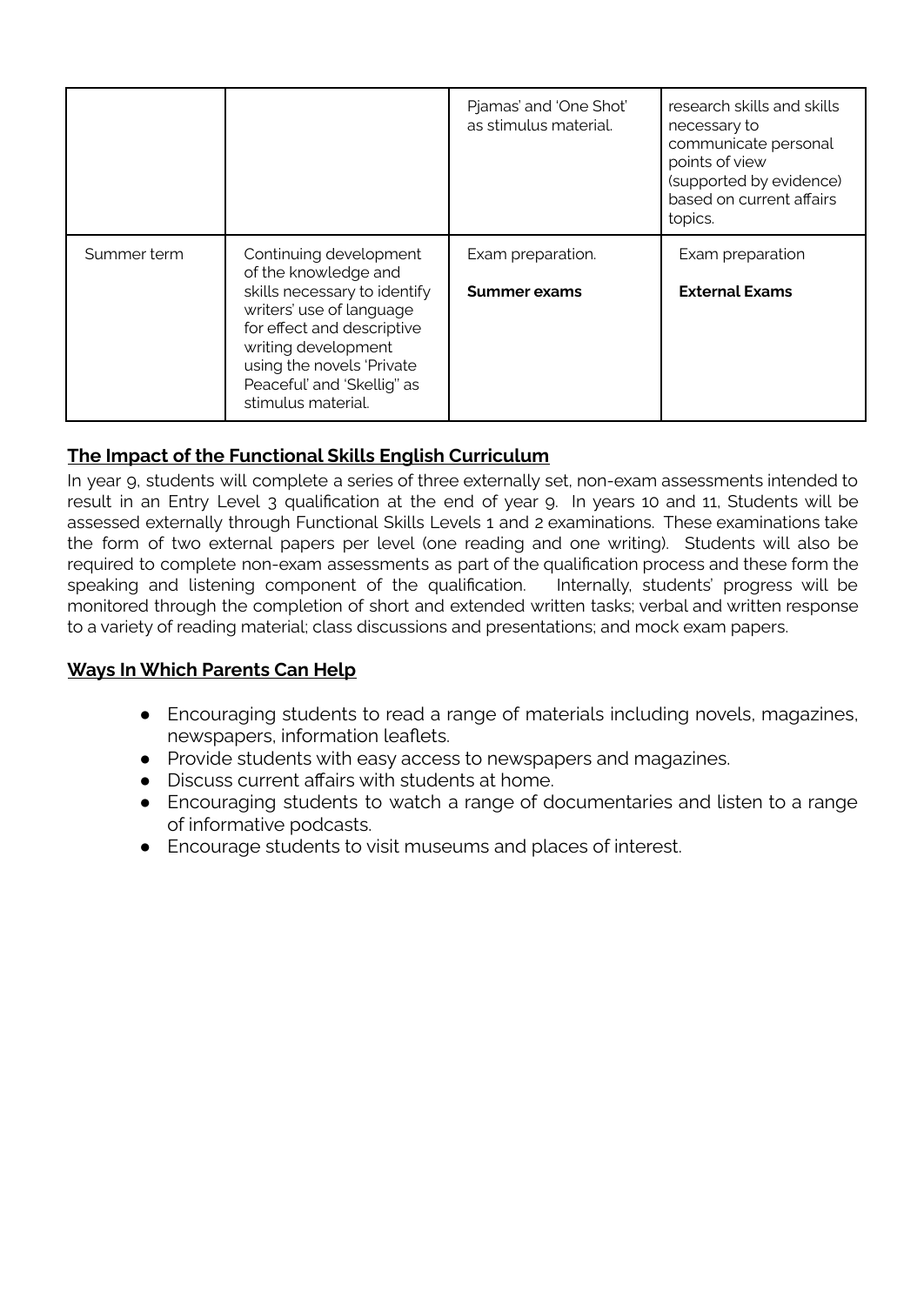| | | | |
|---|---|---|---|
| | | Pjamas' and 'One Shot' as stimulus material. | research skills and skills necessary to communicate personal points of view (supported by evidence) based on current affairs topics. |
| Summer term | Continuing development of the knowledge and skills necessary to identify writers' use of language for effect and descriptive writing development using the novels 'Private Peaceful' and 'Skellig'' as stimulus material. | Exam preparation.<br><br>**Summer exams** | Exam preparation<br><br>**External Exams** |

## The Impact of the Functional Skills English Curriculum

In year 9, students will complete a series of three externally set, non-exam assessments intended to result in an Entry Level 3 qualification at the end of year 9. In years 10 and 11, Students will be assessed externally through Functional Skills Levels 1 and 2 examinations. These examinations take the form of two external papers per level (one reading and one writing). Students will also be required to complete non-exam assessments as part of the qualification process and these form the speaking and listening component of the qualification. Internally, students' progress will be monitored through the completion of short and extended written tasks; verbal and written response to a variety of reading material; class discussions and presentations; and mock exam papers.

## Ways In Which Parents Can Help

- Encouraging students to read a range of materials including novels, magazines, newspapers, information leaflets.
- Provide students with easy access to newspapers and magazines.
- Discuss current affairs with students at home.
- Encouraging students to watch a range of documentaries and listen to a range of informative podcasts.
- Encourage students to visit museums and places of interest.